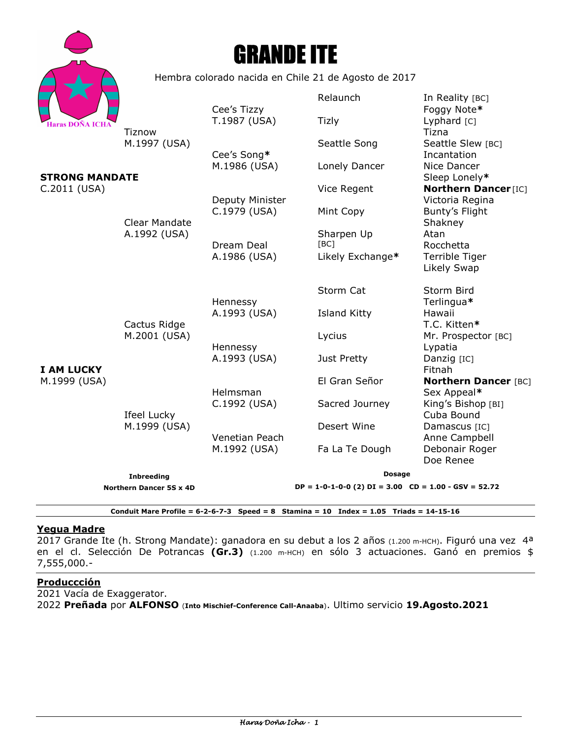# GRANDE ITE

Hembra colorado nacida en Chile 21 de Agosto de 2017

Haras DOÑA ICHA

| | | | |
|---|---|---|---|
| **STRONG MANDATE** C.2011 (USA) | Tiznow M.1997 (USA) | Cee's Tizzy T.1987 (USA) | Relaunch | In Reality [BC] |
| | | | | Foggy Note* |
| | | | Tizly | Lyphard [C] |
| | | | | Tizna |
| | | Cee's Song* M.1986 (USA) | Seattle Song | Seattle Slew [BC] |
| | | | | Incantation |
| | | | Lonely Dancer | Nice Dancer |
| | | | | Sleep Lonely* |
| | Clear Mandate A.1992 (USA) | Deputy Minister C.1979 (USA) | Vice Regent | **Northern Dancer** [IC] |
| | | | | Victoria Regina |
| | | | Mint Copy | Bunty's Flight |
| | | | | Shakney |
| | | Dream Deal A.1986 (USA) | Sharpen Up [BC] | Atan |
| | | | | Rocchetta |
| | | | Likely Exchange* | Terrible Tiger |
| | | | | Likely Swap |
| **I AM LUCKY** M.1999 (USA) | Cactus Ridge M.2001 (USA) | Hennessy A.1993 (USA) | Storm Cat | Storm Bird |
| | | | | Terlingua* |
| | | | Island Kitty | Hawaii |
| | | | | T.C. Kitten* |
| | | Hennessy A.1993 (USA) | Lycius | Mr. Prospector [BC] |
| | | | | Lypatia |
| | | | Just Pretty | Danzig [IC] |
| | | | | Fitnah |
| | Ifeel Lucky M.1999 (USA) | Helmsman C.1992 (USA) | El Gran Señor | **Northern Dancer** [BC] |
| | | | | Sex Appeal* |
| | | | Sacred Journey | King's Bishop [BI] |
| | | | | Cuba Bound |
| | | Venetian Peach M.1992 (USA) | Desert Wine | Damascus [IC] |
| | | | | Anne Campbell |
| | | | Fa La Te Dough | Debonair Roger |
| | | | | Doe Renee |

**Inbreeding**
**Northern Dancer 5S x 4D**

**Dosage**
**DP = 1-0-1-0-0 (2) DI = 3.00 CD = 1.00 - GSV = 52.72**

**Conduit Mare Profile = 6-2-6-7-3 Speed = 8 Stamina = 10 Index = 1.05 Triads = 14-15-16**

## Yegua Madre

2017 Grande Ite (h. Strong Mandate): ganadora en su debut a los 2 años (1.200 m-HCH). Figuró una vez 4ª en el cl. Selección De Potrancas **(Gr.3)** (1.200 m-HCH) en sólo 3 actuaciones. Ganó en premios $ 7,555,000.-

## Produccción

2021 Vacía de Exaggerator.
2022 **Preñada** por **ALFONSO** (**Into Mischief-Conference Call-Anaaba**). Ultimo servicio **19.Agosto.2021**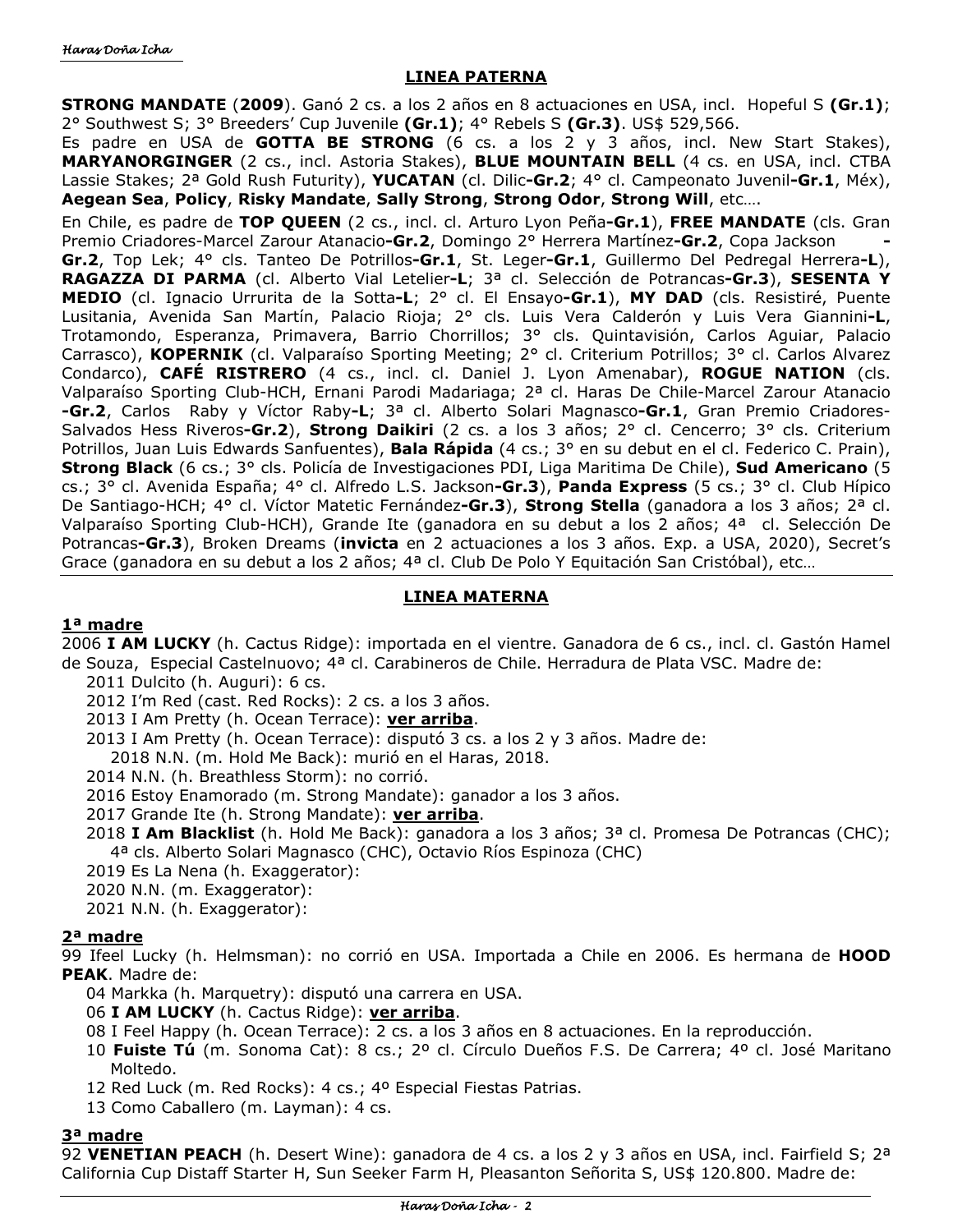## LINEA PATERNA

**STRONG MANDATE** (**2009**). Ganó 2 cs. a los 2 años en 8 actuaciones en USA, incl. Hopeful S **(Gr.1)**; 2° Southwest S; 3° Breeders' Cup Juvenile **(Gr.1)**; 4° Rebels S **(Gr.3)**. US$ 529,566.

Es padre en USA de **GOTTA BE STRONG** (6 cs. a los 2 y 3 años, incl. New Start Stakes), **MARYANORGINGER** (2 cs., incl. Astoria Stakes), **BLUE MOUNTAIN BELL** (4 cs. en USA, incl. CTBA Lassie Stakes; 2ª Gold Rush Futurity), **YUCATAN** (cl. Dilic**-Gr.2**; 4° cl. Campeonato Juvenil**-Gr.1**, Méx), **Aegean Sea**, **Policy**, **Risky Mandate**, **Sally Strong**, **Strong Odor**, **Strong Will**, etc….

En Chile, es padre de **TOP QUEEN** (2 cs., incl. cl. Arturo Lyon Peña**-Gr.1**), **FREE MANDATE** (cls. Gran Premio Criadores-Marcel Zarour Atanacio**-Gr.2**, Domingo 2° Herrera Martínez**-Gr.2**, Copa Jackson **-Gr.2**, Top Lek; 4° cls. Tanteo De Potrillos**-Gr.1**, St. Leger**-Gr.1**, Guillermo Del Pedregal Herrera**-L**), **RAGAZZA DI PARMA** (cl. Alberto Vial Letelier**-L**; 3ª cl. Selección de Potrancas**-Gr.3**), **SESENTA Y MEDIO** (cl. Ignacio Urrurita de la Sotta**-L**; 2° cl. El Ensayo**-Gr.1**), **MY DAD** (cls. Resistiré, Puente Lusitania, Avenida San Martín, Palacio Rioja; 2° cls. Luis Vera Calderón y Luis Vera Giannini**-L**, Trotamondo, Esperanza, Primavera, Barrio Chorrillos; 3° cls. Quintavisión, Carlos Aguiar, Palacio Carrasco), **KOPERNIK** (cl. Valparaíso Sporting Meeting; 2° cl. Criterium Potrillos; 3° cl. Carlos Alvarez Condarco), **CAFÉ RISTRERO** (4 cs., incl. cl. Daniel J. Lyon Amenabar), **ROGUE NATION** (cls. Valparaíso Sporting Club-HCH, Ernani Parodi Madariaga; 2ª cl. Haras De Chile-Marcel Zarour Atanacio **-Gr.2**, Carlos Raby y Víctor Raby**-L**; 3ª cl. Alberto Solari Magnasco**-Gr.1**, Gran Premio Criadores-Salvados Hess Riveros**-Gr.2**), **Strong Daikiri** (2 cs. a los 3 años; 2° cl. Cencerro; 3° cls. Criterium Potrillos, Juan Luis Edwards Sanfuentes), **Bala Rápida** (4 cs.; 3° en su debut en el cl. Federico C. Prain), **Strong Black** (6 cs.; 3° cls. Policía de Investigaciones PDI, Liga Maritima De Chile), **Sud Americano** (5 cs.; 3° cl. Avenida España; 4° cl. Alfredo L.S. Jackson**-Gr.3**), **Panda Express** (5 cs.; 3° cl. Club Hípico De Santiago-HCH; 4° cl. Víctor Matetic Fernández**-Gr.3**), **Strong Stella** (ganadora a los 3 años; 2ª cl. Valparaíso Sporting Club-HCH), Grande Ite (ganadora en su debut a los 2 años; 4ª cl. Selección De Potrancas**-Gr.3**), Broken Dreams (**invicta** en 2 actuaciones a los 3 años. Exp. a USA, 2020), Secret's Grace (ganadora en su debut a los 2 años; 4ª cl. Club De Polo Y Equitación San Cristóbal), etc…

## LINEA MATERNA

### 1ª madre

2006 **I AM LUCKY** (h. Cactus Ridge): importada en el vientre. Ganadora de 6 cs., incl. cl. Gastón Hamel de Souza, Especial Castelnuovo; 4ª cl. Carabineros de Chile. Herradura de Plata VSC. Madre de:

- 2011 Dulcito (h. Auguri): 6 cs.
- 2012 I'm Red (cast. Red Rocks): 2 cs. a los 3 años.
- 2013 I Am Pretty (h. Ocean Terrace): **ver arriba**.
- 2013 I Am Pretty (h. Ocean Terrace): disputó 3 cs. a los 2 y 3 años. Madre de:
  - 2018 N.N. (m. Hold Me Back): murió en el Haras, 2018.
- 2014 N.N. (h. Breathless Storm): no corrió.
- 2016 Estoy Enamorado (m. Strong Mandate): ganador a los 3 años.
- 2017 Grande Ite (h. Strong Mandate): **ver arriba**.
- 2018 **I Am Blacklist** (h. Hold Me Back): ganadora a los 3 años; 3ª cl. Promesa De Potrancas (CHC); 4ª cls. Alberto Solari Magnasco (CHC), Octavio Ríos Espinoza (CHC)
- 2019 Es La Nena (h. Exaggerator):
- 2020 N.N. (m. Exaggerator):
- 2021 N.N. (h. Exaggerator):

### 2ª madre

99 Ifeel Lucky (h. Helmsman): no corrió en USA. Importada a Chile en 2006. Es hermana de **HOOD PEAK**. Madre de:

- 04 Markka (h. Marquetry): disputó una carrera en USA.
- 06 **I AM LUCKY** (h. Cactus Ridge): **ver arriba**.
- 08 I Feel Happy (h. Ocean Terrace): 2 cs. a los 3 años en 8 actuaciones. En la reproducción.
- 10 **Fuiste Tú** (m. Sonoma Cat): 8 cs.; 2º cl. Círculo Dueños F.S. De Carrera; 4º cl. José Maritano Moltedo.
- 12 Red Luck (m. Red Rocks): 4 cs.; 4º Especial Fiestas Patrias.
- 13 Como Caballero (m. Layman): 4 cs.

### 3ª madre

92 **VENETIAN PEACH** (h. Desert Wine): ganadora de 4 cs. a los 2 y 3 años en USA, incl. Fairfield S; 2ª California Cup Distaff Starter H, Sun Seeker Farm H, Pleasanton Señorita S, US$ 120.800. Madre de: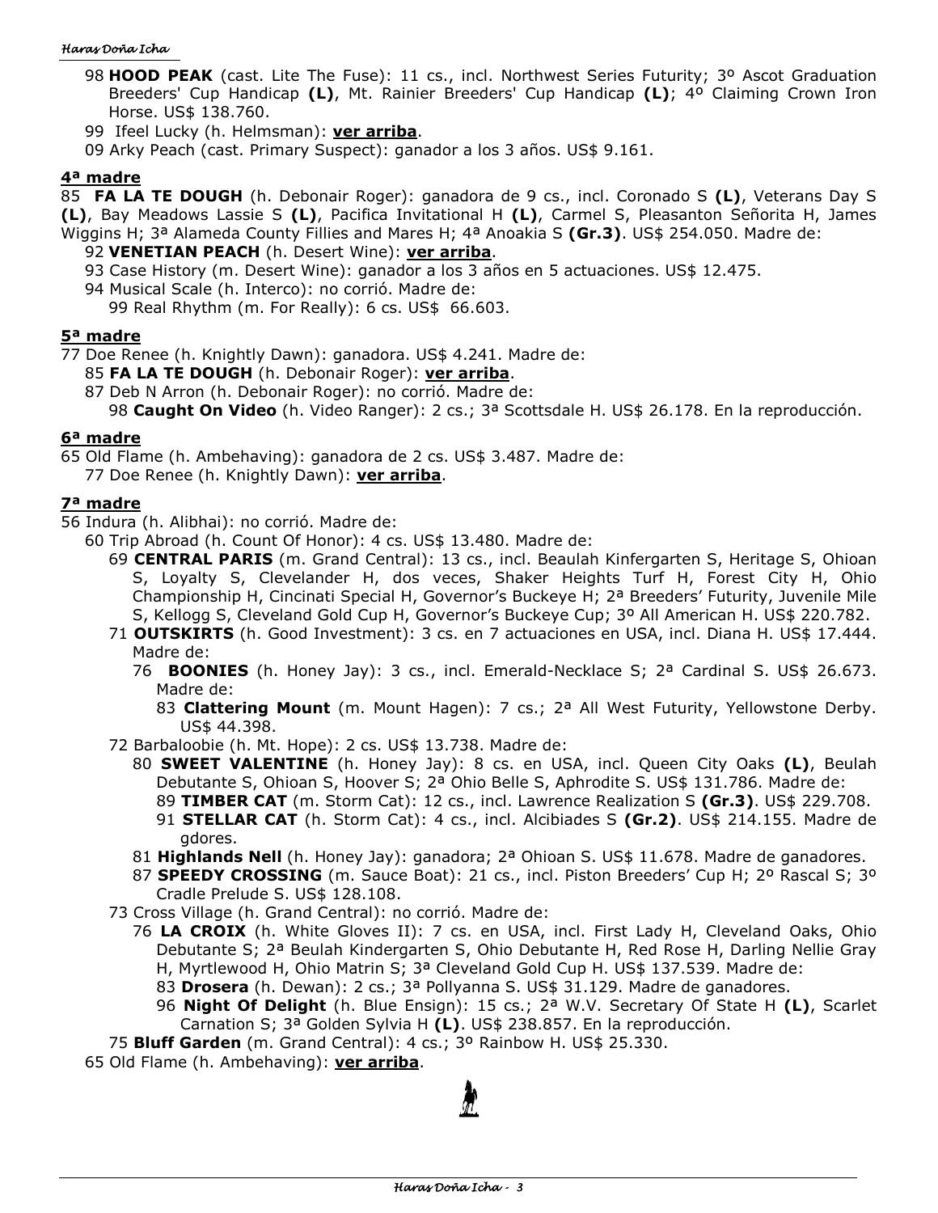98 **HOOD PEAK** (cast. Lite The Fuse): 11 cs., incl. Northwest Series Futurity; 3º Ascot Graduation Breeders' Cup Handicap **(L)**, Mt. Rainier Breeders' Cup Handicap **(L)**; 4º Claiming Crown Iron Horse. US$ 138.760.

99 Ifeel Lucky (h. Helmsman): **ver arriba**.

09 Arky Peach (cast. Primary Suspect): ganador a los 3 años. US$ 9.161.

## 4ª madre

85 **FA LA TE DOUGH** (h. Debonair Roger): ganadora de 9 cs., incl. Coronado S **(L)**, Veterans Day S **(L)**, Bay Meadows Lassie S **(L)**, Pacifica Invitational H **(L)**, Carmel S, Pleasanton Señorita H, James Wiggins H; 3ª Alameda County Fillies and Mares H; 4ª Anoakia S **(Gr.3)**. US$ 254.050. Madre de:

92 **VENETIAN PEACH** (h. Desert Wine): **ver arriba**.

93 Case History (m. Desert Wine): ganador a los 3 años en 5 actuaciones. US$ 12.475.

94 Musical Scale (h. Interco): no corrió. Madre de:

99 Real Rhythm (m. For Really): 6 cs. US$ 66.603.

## 5ª madre

77 Doe Renee (h. Knightly Dawn): ganadora. US$ 4.241. Madre de:

85 **FA LA TE DOUGH** (h. Debonair Roger): **ver arriba**.

87 Deb N Arron (h. Debonair Roger): no corrió. Madre de:

98 **Caught On Video** (h. Video Ranger): 2 cs.; 3ª Scottsdale H. US$ 26.178. En la reproducción.

## 6ª madre

65 Old Flame (h. Ambehaving): ganadora de 2 cs. US$ 3.487. Madre de:

77 Doe Renee (h. Knightly Dawn): **ver arriba**.

## 7ª madre

56 Indura (h. Alibhai): no corrió. Madre de:

60 Trip Abroad (h. Count Of Honor): 4 cs. US$ 13.480. Madre de:

69 **CENTRAL PARIS** (m. Grand Central): 13 cs., incl. Beaulah Kinfergarten S, Heritage S, Ohioan S, Loyalty S, Clevelander H, dos veces, Shaker Heights Turf H, Forest City H, Ohio Championship H, Cincinati Special H, Governor's Buckeye H; 2ª Breeders' Futurity, Juvenile Mile S, Kellogg S, Cleveland Gold Cup H, Governor's Buckeye Cup; 3º All American H. US$ 220.782.

71 **OUTSKIRTS** (h. Good Investment): 3 cs. en 7 actuaciones en USA, incl. Diana H. US$ 17.444. Madre de:

76 **BOONIES** (h. Honey Jay): 3 cs., incl. Emerald-Necklace S; 2ª Cardinal S. US$ 26.673. Madre de:

83 **Clattering Mount** (m. Mount Hagen): 7 cs.; 2ª All West Futurity, Yellowstone Derby. US$ 44.398.

72 Barbaloobie (h. Mt. Hope): 2 cs. US$ 13.738. Madre de:

80 **SWEET VALENTINE** (h. Honey Jay): 8 cs. en USA, incl. Queen City Oaks **(L)**, Beulah Debutante S, Ohioan S, Hoover S; 2ª Ohio Belle S, Aphrodite S. US$ 131.786. Madre de:

89 **TIMBER CAT** (m. Storm Cat): 12 cs., incl. Lawrence Realization S **(Gr.3)**. US$ 229.708.

91 **STELLAR CAT** (h. Storm Cat): 4 cs., incl. Alcibiades S **(Gr.2)**. US$ 214.155. Madre de gdores.

81 **Highlands Nell** (h. Honey Jay): ganadora; 2ª Ohioan S. US$ 11.678. Madre de ganadores.

87 **SPEEDY CROSSING** (m. Sauce Boat): 21 cs., incl. Piston Breeders' Cup H; 2º Rascal S; 3º Cradle Prelude S. US$ 128.108.

73 Cross Village (h. Grand Central): no corrió. Madre de:

76 **LA CROIX** (h. White Gloves II): 7 cs. en USA, incl. First Lady H, Cleveland Oaks, Ohio Debutante S; 2ª Beulah Kindergarten S, Ohio Debutante H, Red Rose H, Darling Nellie Gray H, Myrtlewood H, Ohio Matrin S; 3ª Cleveland Gold Cup H. US$ 137.539. Madre de:

83 **Drosera** (h. Dewan): 2 cs.; 3ª Pollyanna S. US$ 31.129. Madre de ganadores.

96 **Night Of Delight** (h. Blue Ensign): 15 cs.; 2ª W.V. Secretary Of State H **(L)**, Scarlet Carnation S; 3ª Golden Sylvia H **(L)**. US$ 238.857. En la reproducción.

75 **Bluff Garden** (m. Grand Central): 4 cs.; 3º Rainbow H. US$ 25.330.

65 Old Flame (h. Ambehaving): **ver arriba**.